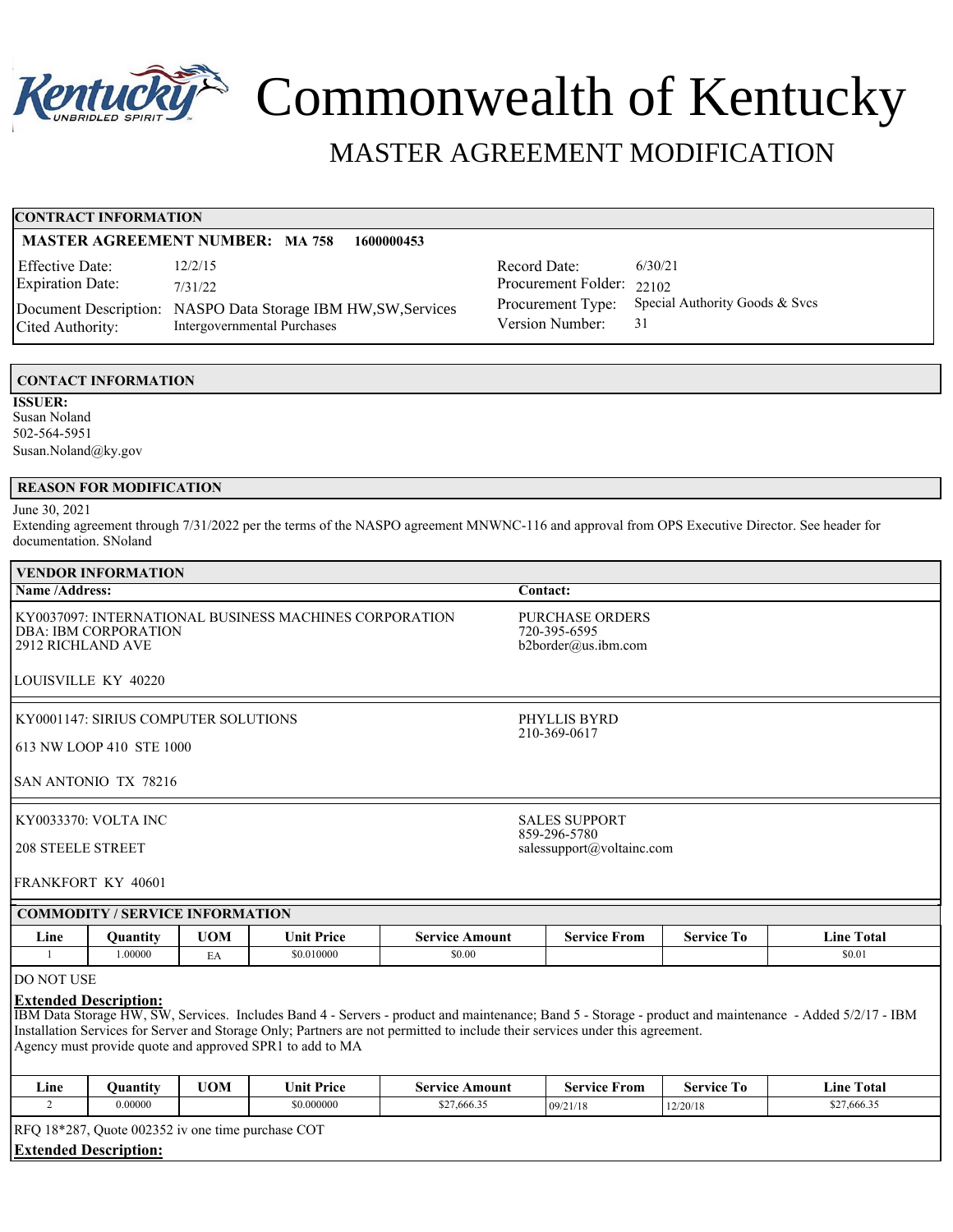# Commonwealth of Kentucky

## MASTER AGREEMENT MODIFICATION

### CONTRACT INFORMATION

**MASTER AGREEMENT NUMBER: MA 758 1600000453**

| | | | |
|---|---|---|---|
| Effective Date: | 12/2/15 | Record Date: | 6/30/21 |
| Expiration Date: | 7/31/22 | Procurement Folder: | 22102 |
| Document Description: | NASPO Data Storage IBM HW,SW,Services | Procurement Type: | Special Authority Goods & Svcs |
| Cited Authority: | Intergovernmental Purchases | Version Number: | 31 |

### CONTACT INFORMATION

**ISSUER:**
Susan Noland
502-564-5951
Susan.Noland@ky.gov

### REASON FOR MODIFICATION

June 30, 2021
Extending agreement through 7/31/2022 per the terms of the NASPO agreement MNWNC-116 and approval from OPS Executive Director. See header for documentation. SNoland

### VENDOR INFORMATION

| Name /Address: | Contact: |
|---|---|
| KY0037097: INTERNATIONAL BUSINESS MACHINES CORPORATION<br>DBA: IBM CORPORATION<br>2912 RICHLAND AVE<br><br>LOUISVILLE KY 40220 | PURCHASE ORDERS<br>720-395-6595<br>b2border@us.ibm.com |
| KY0001147: SIRIUS COMPUTER SOLUTIONS<br><br>613 NW LOOP 410 STE 1000<br><br>SAN ANTONIO TX 78216 | PHYLLIS BYRD<br>210-369-0617 |
| KY0033370: VOLTA INC<br><br>208 STEELE STREET<br><br>FRANKFORT KY 40601 | SALES SUPPORT<br>859-296-5780<br>salessupport@voltainc.com |

### COMMODITY / SERVICE INFORMATION

| Line | Quantity | UOM | Unit Price | Service Amount | Service From | Service To | Line Total |
|---|---|---|---|---|---|---|---|
| 1 | 1.00000 | EA | $0.010000 | $0.00 | | | $0.01 |

DO NOT USE

**Extended Description:**
IBM Data Storage HW, SW, Services. Includes Band 4 - Servers - product and maintenance; Band 5 - Storage - product and maintenance - Added 5/2/17 - IBM Installation Services for Server and Storage Only; Partners are not permitted to include their services under this agreement.
Agency must provide quote and approved SPR1 to add to MA

| Line | Quantity | UOM | Unit Price | Service Amount | Service From | Service To | Line Total |
|---|---|---|---|---|---|---|---|
| 2 | 0.00000 | | $0.000000 | $27,666.35 | 09/21/18 | 12/20/18 | $27,666.35 |

RFQ 18*287, Quote 002352 iv one time purchase COT

**Extended Description:**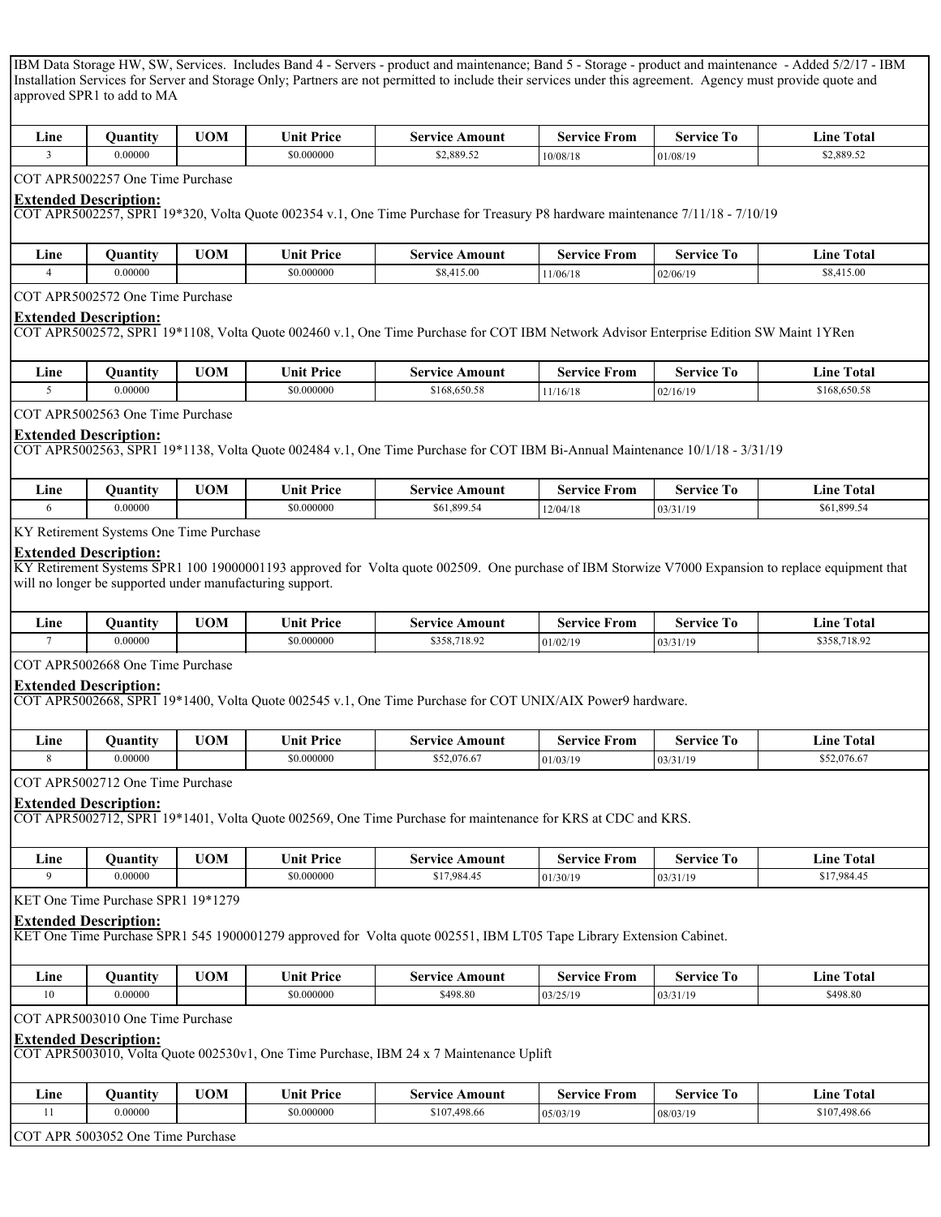IBM Data Storage HW, SW, Services. Includes Band 4 - Servers - product and maintenance; Band 5 - Storage - product and maintenance - Added 5/2/17 - IBM Installation Services for Server and Storage Only; Partners are not permitted to include their services under this agreement. Agency must provide quote and approved SPR1 to add to MA

| Line | Quantity | UOM | Unit Price | Service Amount | Service From | Service To | Line Total |
|---|---|---|---|---|---|---|---|
| 3 | 0.00000 | | $0.000000 | $2,889.52 | 10/08/18 | 01/08/19 | $2,889.52 |

COT APR5002257 One Time Purchase

**Extended Description:**
COT APR5002257, SPR1 19*320, Volta Quote 002354 v.1, One Time Purchase for Treasury P8 hardware maintenance 7/11/18 - 7/10/19

| Line | Quantity | UOM | Unit Price | Service Amount | Service From | Service To | Line Total |
|---|---|---|---|---|---|---|---|
| 4 | 0.00000 | | $0.000000 | $8,415.00 | 11/06/18 | 02/06/19 | $8,415.00 |

COT APR5002572 One Time Purchase

**Extended Description:**
COT APR5002572, SPR1 19*1108, Volta Quote 002460 v.1, One Time Purchase for COT IBM Network Advisor Enterprise Edition SW Maint 1YRen

| Line | Quantity | UOM | Unit Price | Service Amount | Service From | Service To | Line Total |
|---|---|---|---|---|---|---|---|
| 5 | 0.00000 | | $0.000000 | $168,650.58 | 11/16/18 | 02/16/19 | $168,650.58 |

COT APR5002563 One Time Purchase

**Extended Description:**
COT APR5002563, SPR1 19*1138, Volta Quote 002484 v.1, One Time Purchase for COT IBM Bi-Annual Maintenance 10/1/18 - 3/31/19

| Line | Quantity | UOM | Unit Price | Service Amount | Service From | Service To | Line Total |
|---|---|---|---|---|---|---|---|
| 6 | 0.00000 | | $0.000000 | $61,899.54 | 12/04/18 | 03/31/19 | $61,899.54 |

KY Retirement Systems One Time Purchase

**Extended Description:**
KY Retirement Systems SPR1 100 19000001193 approved for Volta quote 002509. One purchase of IBM Storwize V7000 Expansion to replace equipment that will no longer be supported under manufacturing support.

| Line | Quantity | UOM | Unit Price | Service Amount | Service From | Service To | Line Total |
|---|---|---|---|---|---|---|---|
| 7 | 0.00000 | | $0.000000 | $358,718.92 | 01/02/19 | 03/31/19 | $358,718.92 |

COT APR5002668 One Time Purchase

**Extended Description:**
COT APR5002668, SPR1 19*1400, Volta Quote 002545 v.1, One Time Purchase for COT UNIX/AIX Power9 hardware.

| Line | Quantity | UOM | Unit Price | Service Amount | Service From | Service To | Line Total |
|---|---|---|---|---|---|---|---|
| 8 | 0.00000 | | $0.000000 | $52,076.67 | 01/03/19 | 03/31/19 | $52,076.67 |

COT APR5002712 One Time Purchase

**Extended Description:**
COT APR5002712, SPR1 19*1401, Volta Quote 002569, One Time Purchase for maintenance for KRS at CDC and KRS.

| Line | Quantity | UOM | Unit Price | Service Amount | Service From | Service To | Line Total |
|---|---|---|---|---|---|---|---|
| 9 | 0.00000 | | $0.000000 | $17,984.45 | 01/30/19 | 03/31/19 | $17,984.45 |

KET One Time Purchase SPR1 19*1279

**Extended Description:**
KET One Time Purchase SPR1 545 1900001279 approved for Volta quote 002551, IBM LT05 Tape Library Extension Cabinet.

| Line | Quantity | UOM | Unit Price | Service Amount | Service From | Service To | Line Total |
|---|---|---|---|---|---|---|---|
| 10 | 0.00000 | | $0.000000 | $498.80 | 03/25/19 | 03/31/19 | $498.80 |

COT APR5003010 One Time Purchase

**Extended Description:**
COT APR5003010, Volta Quote 002530v1, One Time Purchase, IBM 24 x 7 Maintenance Uplift

| Line | Quantity | UOM | Unit Price | Service Amount | Service From | Service To | Line Total |
|---|---|---|---|---|---|---|---|
| 11 | 0.00000 | | $0.000000 | $107,498.66 | 05/03/19 | 08/03/19 | $107,498.66 |

COT APR 5003052 One Time Purchase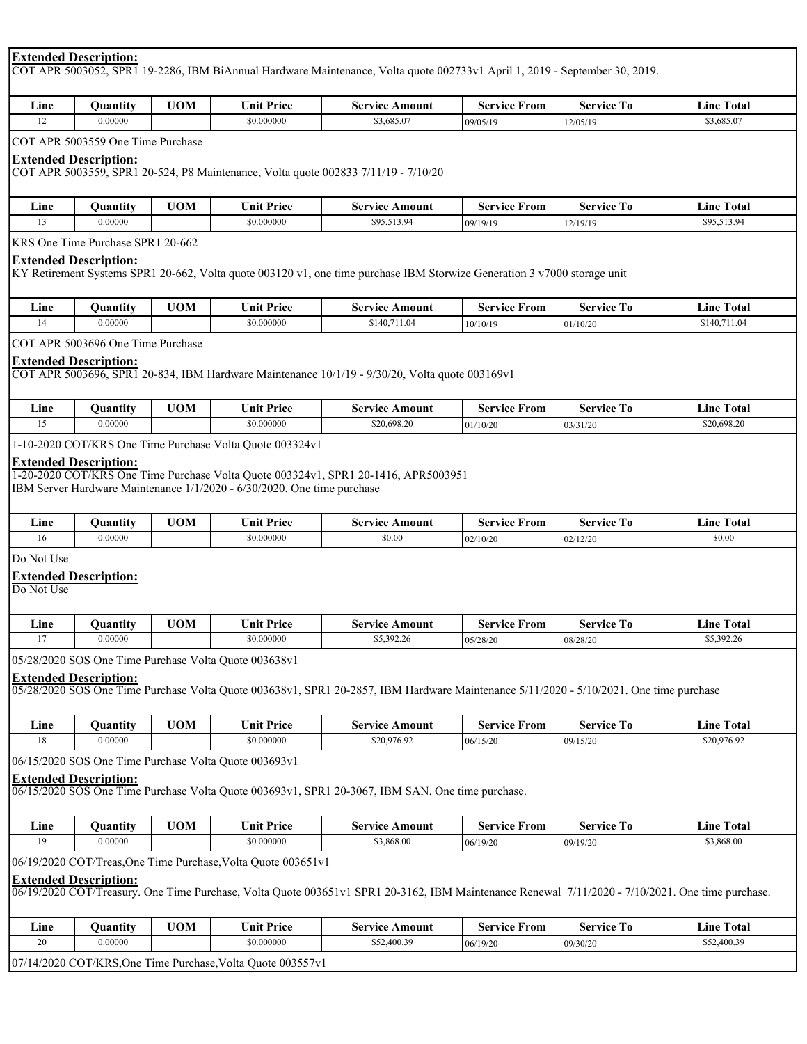**Extended Description:**

COT APR 5003052, SPR1 19-2286, IBM BiAnnual Hardware Maintenance, Volta quote 002733v1 April 1, 2019 - September 30, 2019.

| Line | Quantity | UOM | Unit Price | Service Amount | Service From | Service To | Line Total |
|---|---|---|---|---|---|---|---|
| 12 | 0.00000 | | $0.000000 | $3,685.07 | 09/05/19 | 12/05/19 | $3,685.07 |

COT APR 5003559 One Time Purchase

**Extended Description:**

COT APR 5003559, SPR1 20-524, P8 Maintenance, Volta quote 002833 7/11/19 - 7/10/20

| Line | Quantity | UOM | Unit Price | Service Amount | Service From | Service To | Line Total |
|---|---|---|---|---|---|---|---|
| 13 | 0.00000 | | $0.000000 | $95,513.94 | 09/19/19 | 12/19/19 | $95,513.94 |

KRS One Time Purchase SPR1 20-662

**Extended Description:**

KY Retirement Systems SPR1 20-662, Volta quote 003120 v1, one time purchase IBM Storwize Generation 3 v7000 storage unit

| Line | Quantity | UOM | Unit Price | Service Amount | Service From | Service To | Line Total |
|---|---|---|---|---|---|---|---|
| 14 | 0.00000 | | $0.000000 | $140,711.04 | 10/10/19 | 01/10/20 | $140,711.04 |

COT APR 5003696 One Time Purchase

**Extended Description:**

COT APR 5003696, SPR1 20-834, IBM Hardware Maintenance 10/1/19 - 9/30/20, Volta quote 003169v1

| Line | Quantity | UOM | Unit Price | Service Amount | Service From | Service To | Line Total |
|---|---|---|---|---|---|---|---|
| 15 | 0.00000 | | $0.000000 | $20,698.20 | 01/10/20 | 03/31/20 | $20,698.20 |

1-10-2020 COT/KRS One Time Purchase Volta Quote 003324v1

**Extended Description:**

1-20-2020 COT/KRS One Time Purchase Volta Quote 003324v1, SPR1 20-1416, APR5003951
IBM Server Hardware Maintenance 1/1/2020 - 6/30/2020. One time purchase

| Line | Quantity | UOM | Unit Price | Service Amount | Service From | Service To | Line Total |
|---|---|---|---|---|---|---|---|
| 16 | 0.00000 | | $0.000000 | $0.00 | 02/10/20 | 02/12/20 | $0.00 |

Do Not Use

**Extended Description:**

Do Not Use

| Line | Quantity | UOM | Unit Price | Service Amount | Service From | Service To | Line Total |
|---|---|---|---|---|---|---|---|
| 17 | 0.00000 | | $0.000000 | $5,392.26 | 05/28/20 | 08/28/20 | $5,392.26 |

05/28/2020 SOS One Time Purchase Volta Quote 003638v1

**Extended Description:**

05/28/2020 SOS One Time Purchase Volta Quote 003638v1, SPR1 20-2857, IBM Hardware Maintenance 5/11/2020 - 5/10/2021. One time purchase

| Line | Quantity | UOM | Unit Price | Service Amount | Service From | Service To | Line Total |
|---|---|---|---|---|---|---|---|
| 18 | 0.00000 | | $0.000000 | $20,976.92 | 06/15/20 | 09/15/20 | $20,976.92 |

06/15/2020 SOS One Time Purchase Volta Quote 003693v1

**Extended Description:**

06/15/2020 SOS One Time Purchase Volta Quote 003693v1, SPR1 20-3067, IBM SAN. One time purchase.

| Line | Quantity | UOM | Unit Price | Service Amount | Service From | Service To | Line Total |
|---|---|---|---|---|---|---|---|
| 19 | 0.00000 | | $0.000000 | $3,868.00 | 06/19/20 | 09/19/20 | $3,868.00 |

06/19/2020 COT/Treas,One Time Purchase,Volta Quote 003651v1

**Extended Description:**

06/19/2020 COT/Treasury. One Time Purchase, Volta Quote 003651v1 SPR1 20-3162, IBM Maintenance Renewal 7/11/2020 - 7/10/2021. One time purchase.

| Line | Quantity | UOM | Unit Price | Service Amount | Service From | Service To | Line Total |
|---|---|---|---|---|---|---|---|
| 20 | 0.00000 | | $0.000000 | $52,400.39 | 06/19/20 | 09/30/20 | $52,400.39 |

07/14/2020 COT/KRS,One Time Purchase,Volta Quote 003557v1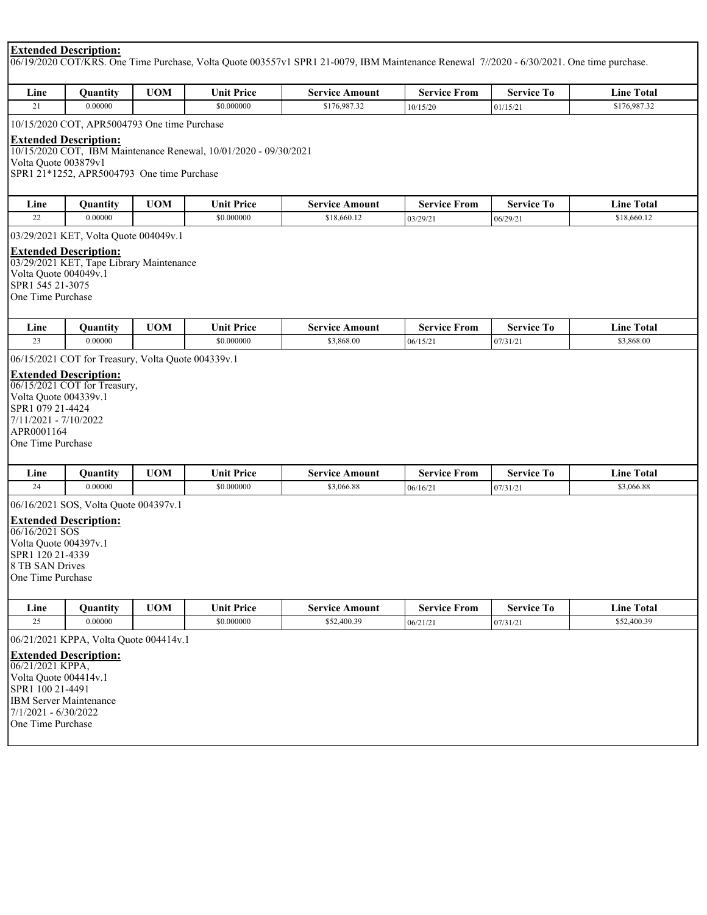**Extended Description:**

06/19/2020 COT/KRS. One Time Purchase, Volta Quote 003557v1 SPR1 21-0079, IBM Maintenance Renewal 7//2020 - 6/30/2021. One time purchase.

| Line | Quantity | UOM | Unit Price | Service Amount | Service From | Service To | Line Total |
|---|---|---|---|---|---|---|---|
| 21 | 0.00000 | | $0.000000 | $176,987.32 | 10/15/20 | 01/15/21 | $176,987.32 |

10/15/2020 COT, APR5004793 One time Purchase

**Extended Description:**

10/15/2020 COT, IBM Maintenance Renewal, 10/01/2020 - 09/30/2021
Volta Quote 003879v1
SPR1 21*1252, APR5004793 One time Purchase

| Line | Quantity | UOM | Unit Price | Service Amount | Service From | Service To | Line Total |
|---|---|---|---|---|---|---|---|
| 22 | 0.00000 | | $0.000000 | $18,660.12 | 03/29/21 | 06/29/21 | $18,660.12 |

03/29/2021 KET, Volta Quote 004049v.1

**Extended Description:**

03/29/2021 KET, Tape Library Maintenance
Volta Quote 004049v.1
SPR1 545 21-3075
One Time Purchase

| Line | Quantity | UOM | Unit Price | Service Amount | Service From | Service To | Line Total |
|---|---|---|---|---|---|---|---|
| 23 | 0.00000 | | $0.000000 | $3,868.00 | 06/15/21 | 07/31/21 | $3,868.00 |

06/15/2021 COT for Treasury, Volta Quote 004339v.1

**Extended Description:**

06/15/2021 COT for Treasury,
Volta Quote 004339v.1
SPR1 079 21-4424
7/11/2021 - 7/10/2022
APR0001164
One Time Purchase

| Line | Quantity | UOM | Unit Price | Service Amount | Service From | Service To | Line Total |
|---|---|---|---|---|---|---|---|
| 24 | 0.00000 | | $0.000000 | $3,066.88 | 06/16/21 | 07/31/21 | $3,066.88 |

06/16/2021 SOS, Volta Quote 004397v.1

**Extended Description:**

06/16/2021 SOS
Volta Quote 004397v.1
SPR1 120 21-4339
8 TB SAN Drives
One Time Purchase

| Line | Quantity | UOM | Unit Price | Service Amount | Service From | Service To | Line Total |
|---|---|---|---|---|---|---|---|
| 25 | 0.00000 | | $0.000000 | $52,400.39 | 06/21/21 | 07/31/21 | $52,400.39 |

06/21/2021 KPPA, Volta Quote 004414v.1

**Extended Description:**

06/21/2021 KPPA,
Volta Quote 004414v.1
SPR1 100 21-4491
IBM Server Maintenance
7/1/2021 - 6/30/2022
One Time Purchase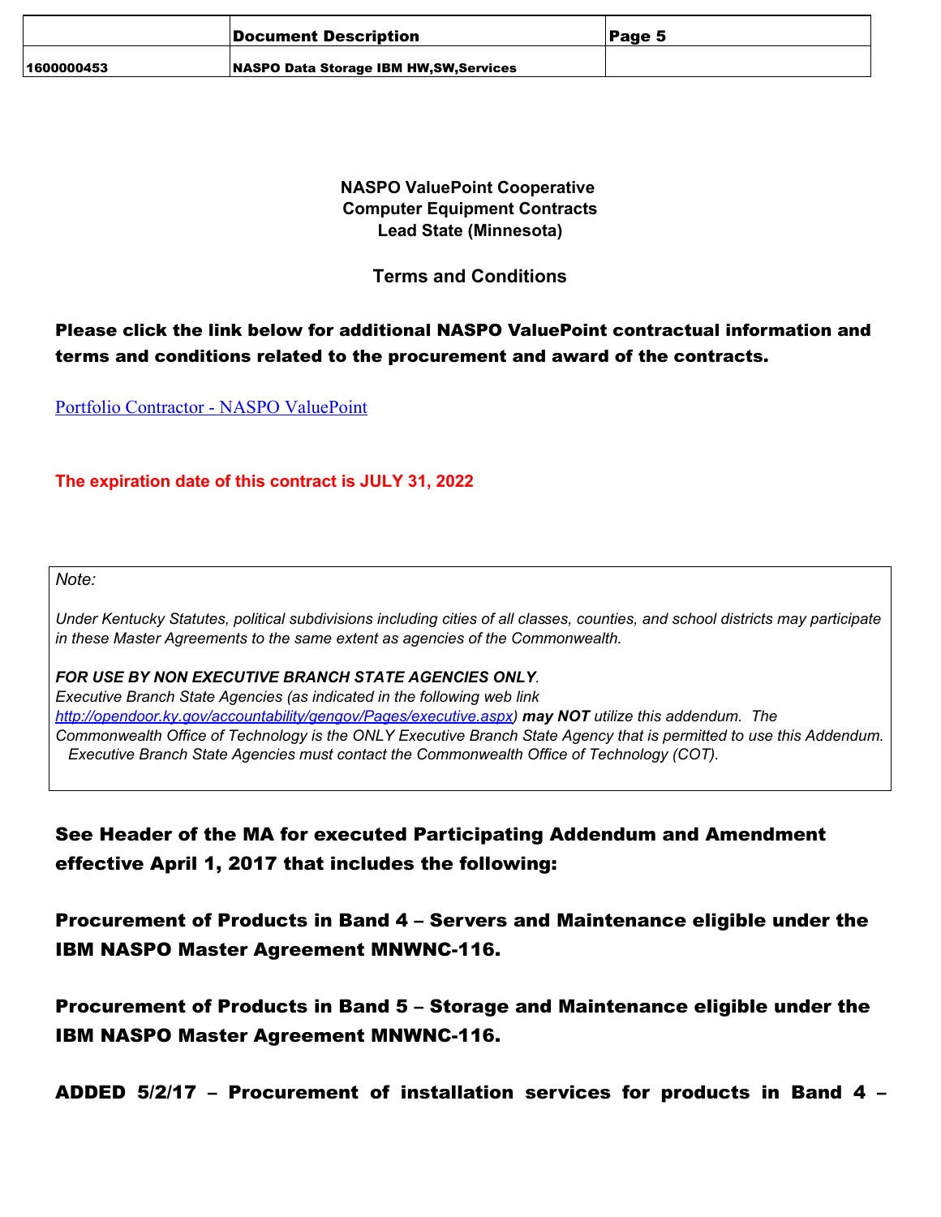| | Document Description | Page 5 |
|---|---|---|
| 1600000453 | NASPO Data Storage IBM HW,SW,Services | |

**NASPO ValuePoint Cooperative**
**Computer Equipment Contracts**
**Lead State (Minnesota)**

**Terms and Conditions**

**Please click the link below for additional NASPO ValuePoint contractual information and terms and conditions related to the procurement and award of the contracts.**

[Portfolio Contractor - NASPO ValuePoint]

**The expiration date of this contract is JULY 31, 2022**

> *Note:*
>
> *Under Kentucky Statutes, political subdivisions including cities of all classes, counties, and school districts may participate in these Master Agreements to the same extent as agencies of the Commonwealth.*
>
> ***FOR USE BY NON EXECUTIVE BRANCH STATE AGENCIES ONLY**.*
> *Executive Branch State Agencies (as indicated in the following web link http://opendoor.ky.gov/accountability/gengov/Pages/executive.aspx) **may NOT** utilize this addendum. The Commonwealth Office of Technology is the ONLY Executive Branch State Agency that is permitted to use this Addendum. Executive Branch State Agencies must contact the Commonwealth Office of Technology (COT).*

**See Header of the MA for executed Participating Addendum and Amendment effective April 1, 2017 that includes the following:**

**Procurement of Products in Band 4 – Servers and Maintenance eligible under the IBM NASPO Master Agreement MNWNC-116.**

**Procurement of Products in Band 5 – Storage and Maintenance eligible under the IBM NASPO Master Agreement MNWNC-116.**

**ADDED 5/2/17 – Procurement of installation services for products in Band 4 –**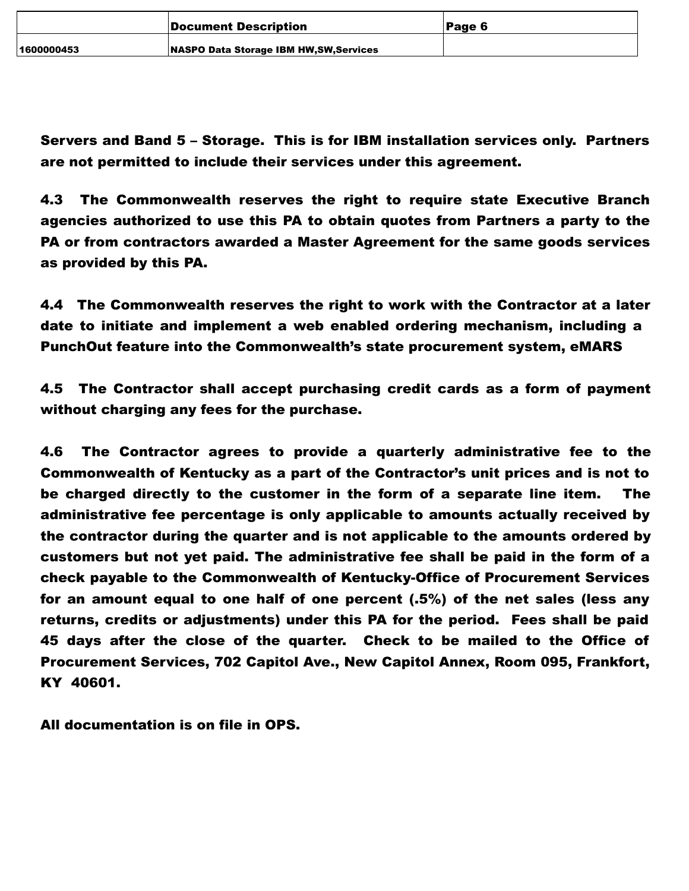Servers and Band 5 – Storage. This is for IBM installation services only. Partners are not permitted to include their services under this agreement.

4.3 The Commonwealth reserves the right to require state Executive Branch agencies authorized to use this PA to obtain quotes from Partners a party to the PA or from contractors awarded a Master Agreement for the same goods services as provided by this PA.

4.4 The Commonwealth reserves the right to work with the Contractor at a later date to initiate and implement a web enabled ordering mechanism, including a PunchOut feature into the Commonwealth's state procurement system, eMARS

4.5 The Contractor shall accept purchasing credit cards as a form of payment without charging any fees for the purchase.

4.6 The Contractor agrees to provide a quarterly administrative fee to the Commonwealth of Kentucky as a part of the Contractor's unit prices and is not to be charged directly to the customer in the form of a separate line item. The administrative fee percentage is only applicable to amounts actually received by the contractor during the quarter and is not applicable to the amounts ordered by customers but not yet paid. The administrative fee shall be paid in the form of a check payable to the Commonwealth of Kentucky-Office of Procurement Services for an amount equal to one half of one percent (.5%) of the net sales (less any returns, credits or adjustments) under this PA for the period. Fees shall be paid 45 days after the close of the quarter. Check to be mailed to the Office of Procurement Services, 702 Capitol Ave., New Capitol Annex, Room 095, Frankfort, KY 40601.

All documentation is on file in OPS.